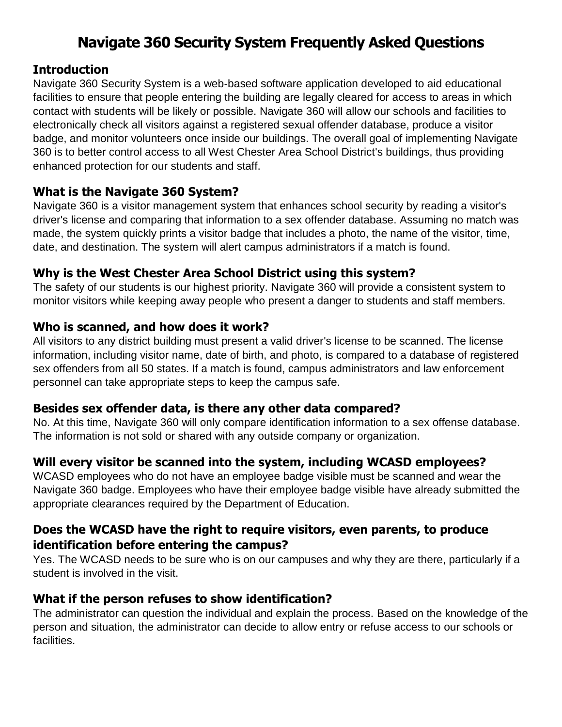# Navigate 360 Security System Frequently Asked Questions

## Introduction

Navigate 360 Security System is a web-based software application developed to aid educational facilities to ensure that people entering the building are legally cleared for access to areas in which contact with students will be likely or possible. Navigate 360 will allow our schools and facilities to electronically check all visitors against a registered sexual offender database, produce a visitor badge, and monitor volunteers once inside our buildings. The overall goal of implementing Navigate 360 is to better control access to all West Chester Area School District's buildings, thus providing enhanced protection for our students and staff.

## What is the Navigate 360 System?

Navigate 360 is a visitor management system that enhances school security by reading a visitor's driver's license and comparing that information to a sex offender database. Assuming no match was made, the system quickly prints a visitor badge that includes a photo, the name of the visitor, time, date, and destination. The system will alert campus administrators if a match is found.

## Why is the West Chester Area School District using this system?

The safety of our students is our highest priority. Navigate 360 will provide a consistent system to monitor visitors while keeping away people who present a danger to students and staff members.

## Who is scanned, and how does it work?

All visitors to any district building must present a valid driver's license to be scanned. The license information, including visitor name, date of birth, and photo, is compared to a database of registered sex offenders from all 50 states. If a match is found, campus administrators and law enforcement personnel can take appropriate steps to keep the campus safe.

## Besides sex offender data, is there any other data compared?

No. At this time, Navigate 360 will only compare identification information to a sex offense database. The information is not sold or shared with any outside company or organization.

## Will every visitor be scanned into the system, including WCASD employees?

WCASD employees who do not have an employee badge visible must be scanned and wear the Navigate 360 badge. Employees who have their employee badge visible have already submitted the appropriate clearances required by the Department of Education.

## Does the WCASD have the right to require visitors, even parents, to produce identification before entering the campus?

Yes. The WCASD needs to be sure who is on our campuses and why they are there, particularly if a student is involved in the visit.

## What if the person refuses to show identification?

The administrator can question the individual and explain the process. Based on the knowledge of the person and situation, the administrator can decide to allow entry or refuse access to our schools or facilities.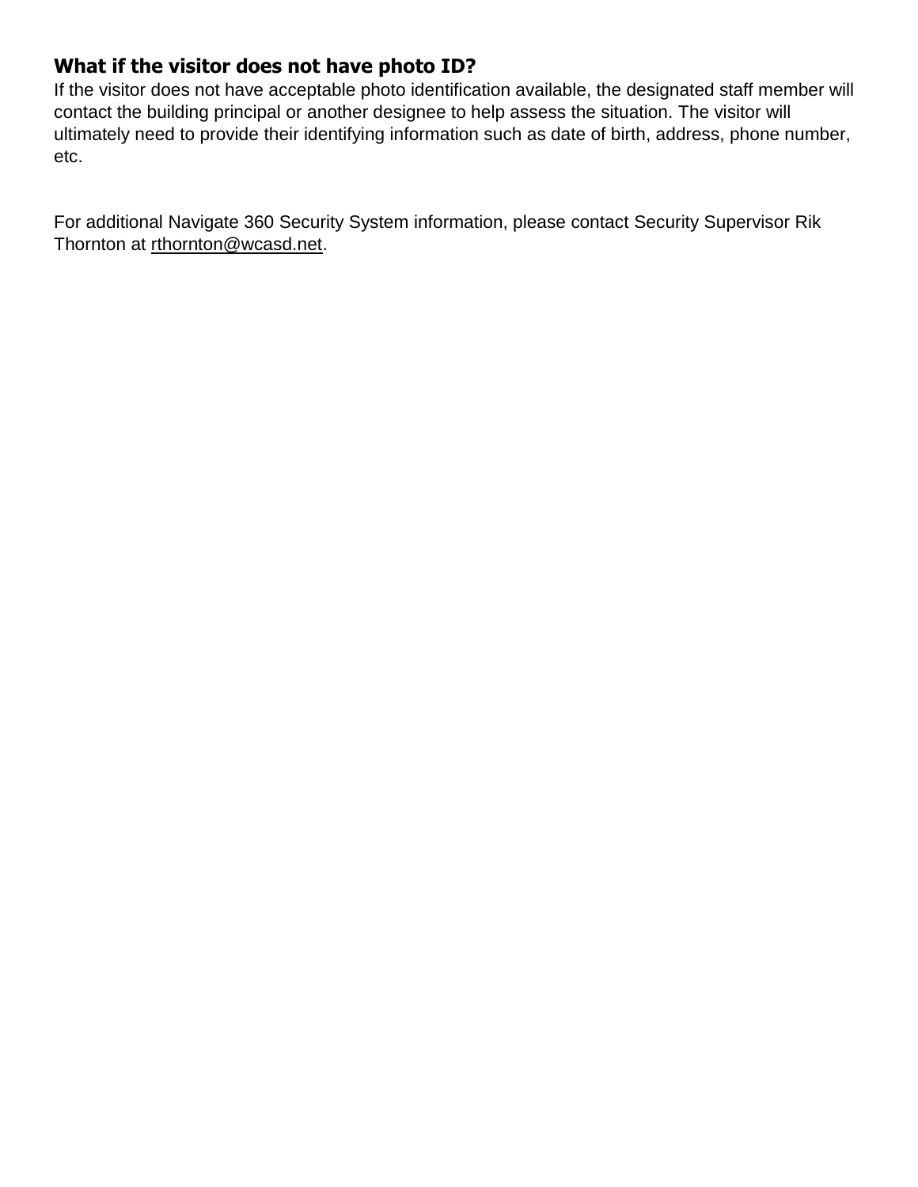### What if the visitor does not have photo ID?

If the visitor does not have acceptable photo identification available, the designated staff member will contact the building principal or another designee to help assess the situation. The visitor will ultimately need to provide their identifying information such as date of birth, address, phone number, etc.

For additional Navigate 360 Security System information, please contact Security Supervisor Rik Thornton at rthornton@wcasd.net.